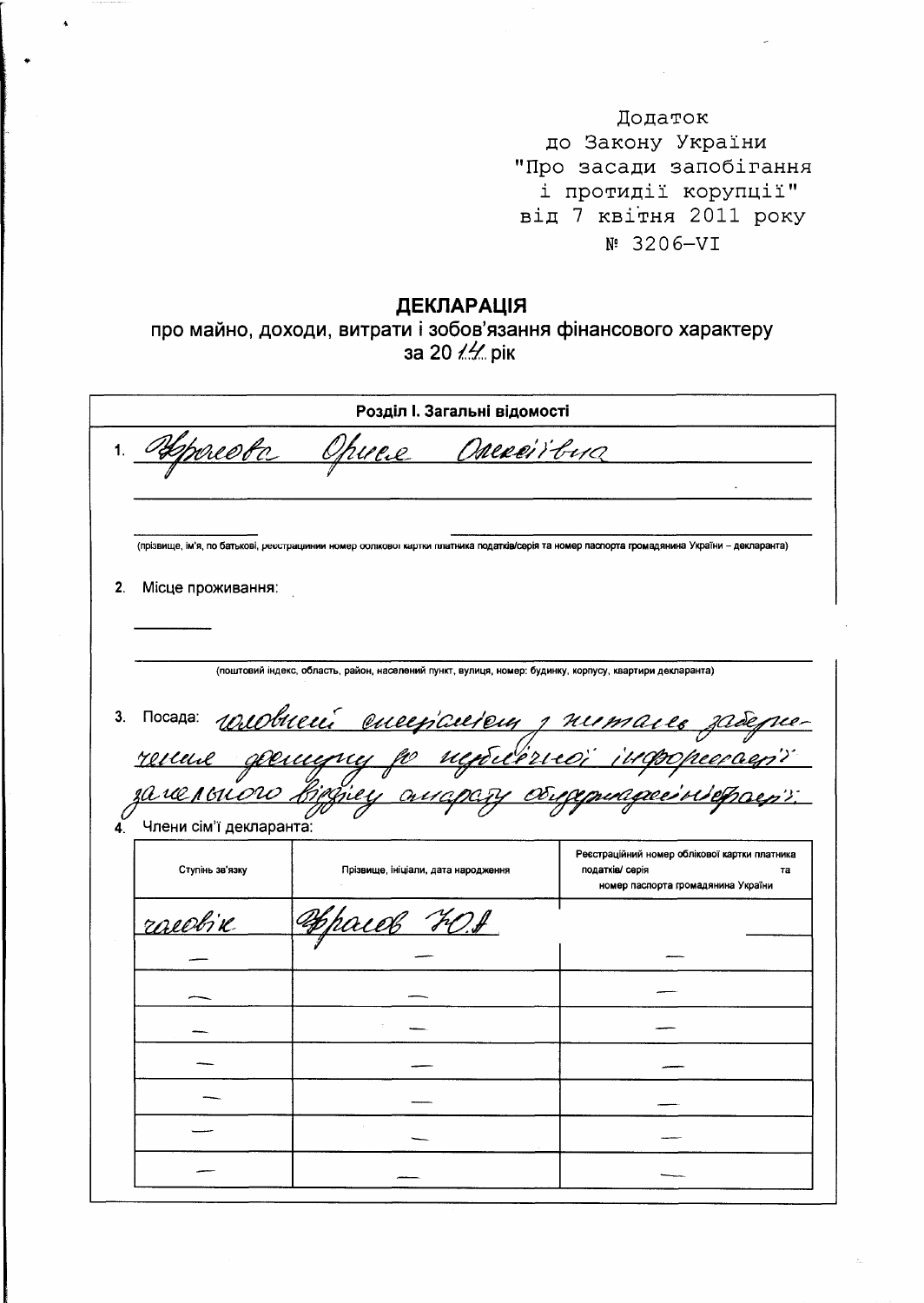Додаток
до Закону України
"Про засади запобігання
і протидії корупції"
від 7 квітня 2011 року
№ 3206-VI

# ДЕКЛАРАЦІЯ

## про майно, доходи, витрати і зобов'язання фінансового характеру за 20 14 рік

### Розділ I. Загальні відомості

1. Юрасова Олена Олексіївна

(прізвище, ім'я, по батькові, реєстраційний номер облікової картки платника податків/серія та номер паспорта громадянина України – декларанта)

2. Місце проживання:

(поштовий індекс, область, район, населений пункт, вулиця, номер: будинку, корпусу, квартири декларанта)

3. Посада: головний спеціаліст з питань забезпечення доступу до публічної інформації загального відділу апарату облдержадміністрації.

4. Члени сім'ї декларанта:

| Ступінь зв'язку | Прізвище, ініціали, дата народження | Реєстраційний номер облікової картки платника податків/ серія та номер паспорта громадянина України |
|---|---|---|
| чоловік | Юрасов Ю.О. | |
| — | — | — |
| — | — | — |
| — | — | — |
| — | — | — |
| — | — | — |
| — | — | — |
| — | — | — |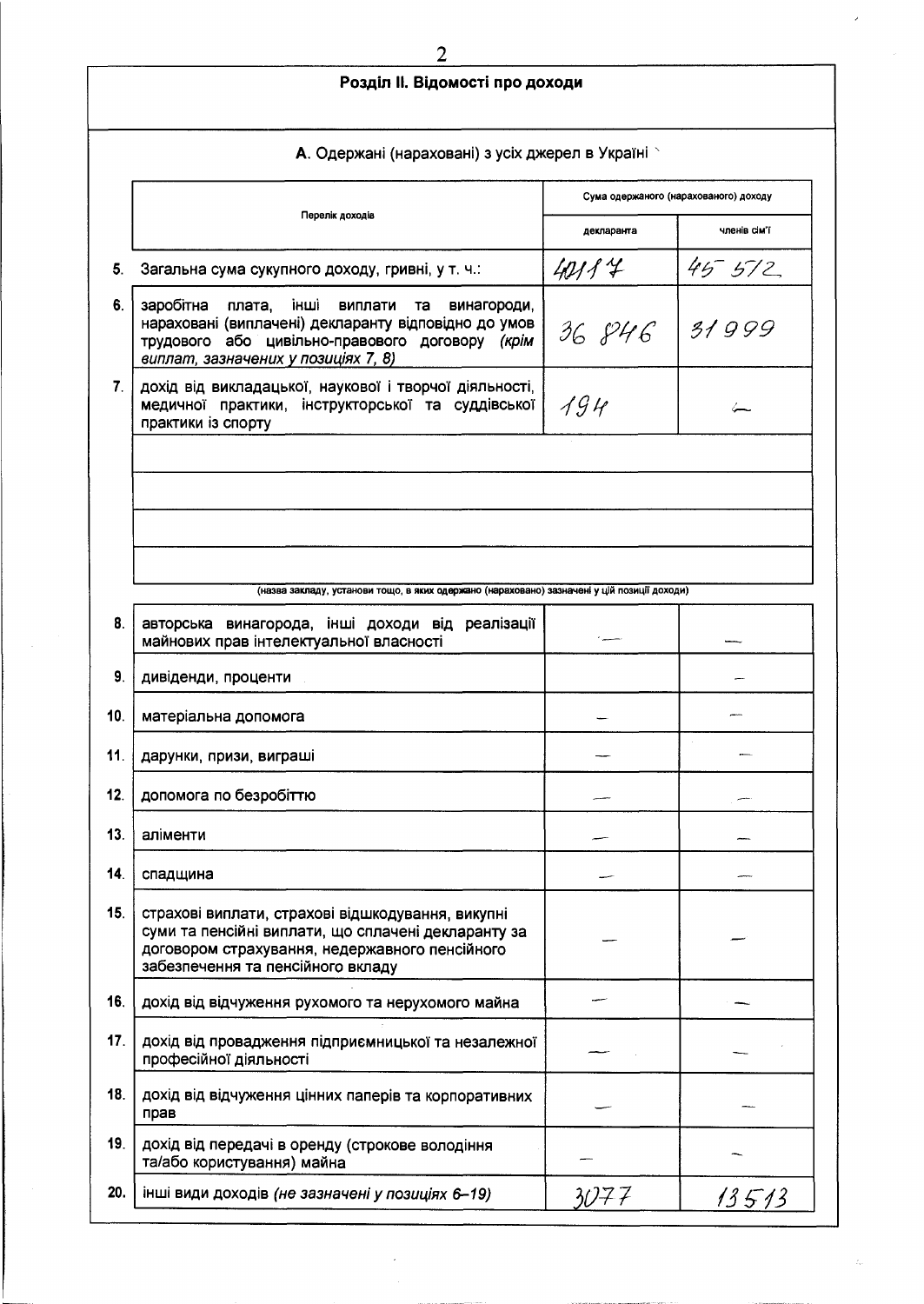## Розділ II. Відомості про доходи

### А. Одержані (нараховані) з усіх джерел в Україні

| | Перелік доходів | Сума одержаного (нарахованого) доходу | |
|---|---|---|---|
| | | декларанта | членів сім'ї |
| 5. | Загальна сума сукупного доходу, гривні, у т. ч.: | 40117 | 45 572 |
| 6. | заробітна плата, інші виплати та винагороди, нараховані (виплачені) декларанту відповідно до умов трудового або цивільно-правового договору *(крім виплат, зазначених у позиціях 7, 8)* | 36 846 | 31 999 |
| 7. | дохід від викладацької, наукової і творчої діяльності, медичної практики, інструкторської та суддівської практики із спорту | 194 | — |
| | | | |
| | | | |
| | | | |
| | | | |
| | (назва закладу, установи тощо, в яких одержано (нараховано) зазначені у цій позиції доходи) | | |
| 8. | авторська винагорода, інші доходи від реалізації майнових прав інтелектуальної власності | — | — |
| 9. | дивіденди, проценти | | — |
| 10. | матеріальна допомога | — | — |
| 11. | дарунки, призи, виграші | — | — |
| 12. | допомога по безробіттю | — | — |
| 13. | аліменти | — | — |
| 14. | спадщина | — | — |
| 15. | страхові виплати, страхові відшкодування, викупні суми та пенсійні виплати, що сплачені декларанту за договором страхування, недержавного пенсійного забезпечення та пенсійного вкладу | — | — |
| 16. | дохід від відчуження рухомого та нерухомого майна | — | — |
| 17. | дохід від провадження підприємницької та незалежної професійної діяльності | — | — |
| 18. | дохід від відчуження цінних паперів та корпоративних прав | — | — |
| 19. | дохід від передачі в оренду (строкове володіння та/або користування) майна | — | — |
| 20. | інші види доходів *(не зазначені у позиціях 6–19)* | 3077 | 13 513 |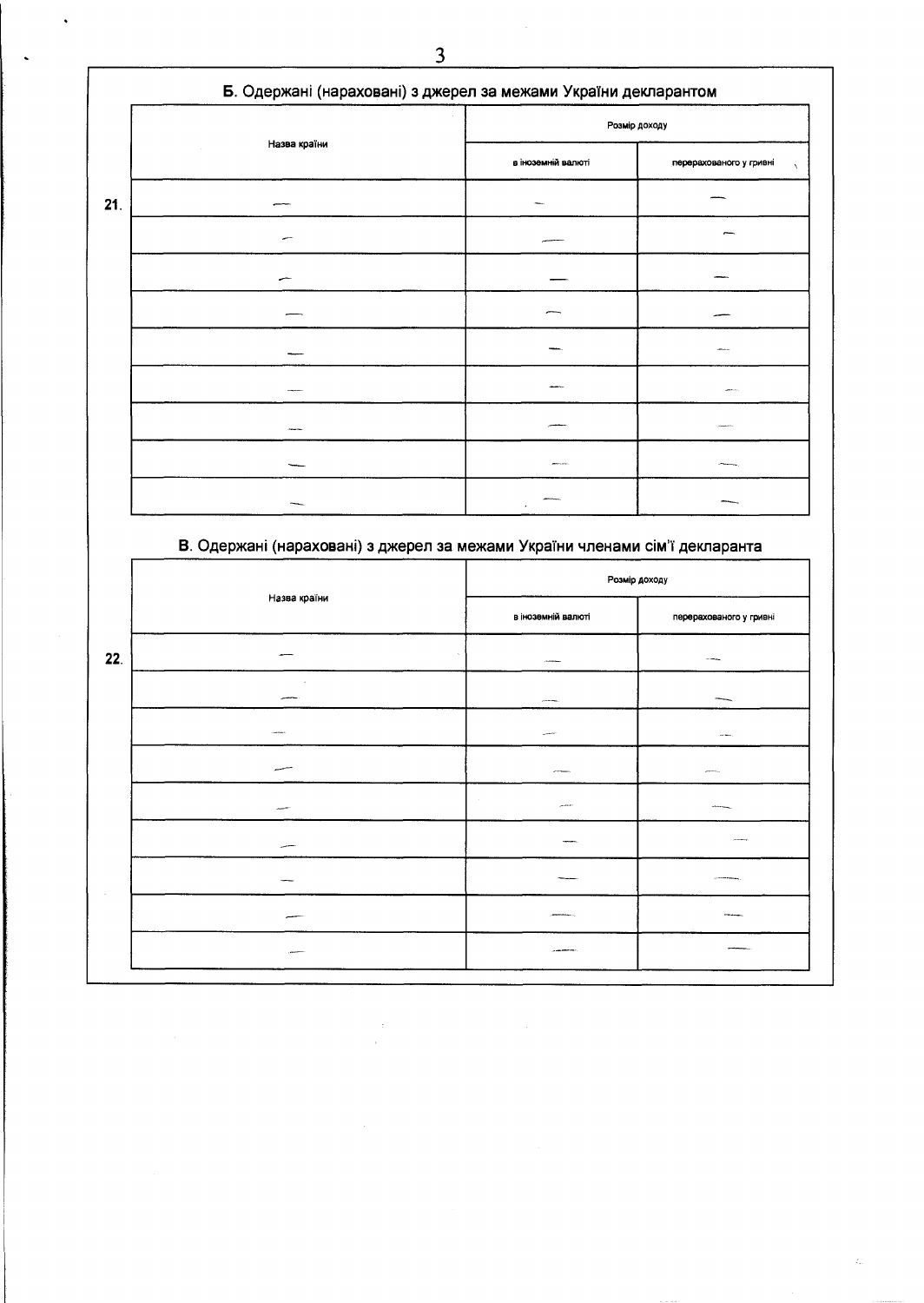## Б. Одержані (нараховані) з джерел за межами України декларантом

| | Назва країни | Розмір доходу | |
|---|---|---|---|
| | | в іноземній валюті | перерахованого у гривні |
| 21. | — | — | — |
| | — | — | — |
| | — | — | — |
| | — | — | — |
| | — | — | — |
| | — | — | — |
| | — | — | — |
| | — | — | — |
| | — | — | — |

## В. Одержані (нараховані) з джерел за межами України членами сім'ї декларанта

| | Назва країни | Розмір доходу | |
|---|---|---|---|
| | | в іноземній валюті | перерахованого у гривні |
| 22. | — | — | — |
| | — | — | — |
| | — | — | — |
| | — | — | — |
| | — | — | — |
| | — | — | — |
| | — | — | — |
| | — | — | — |
| | — | — | — |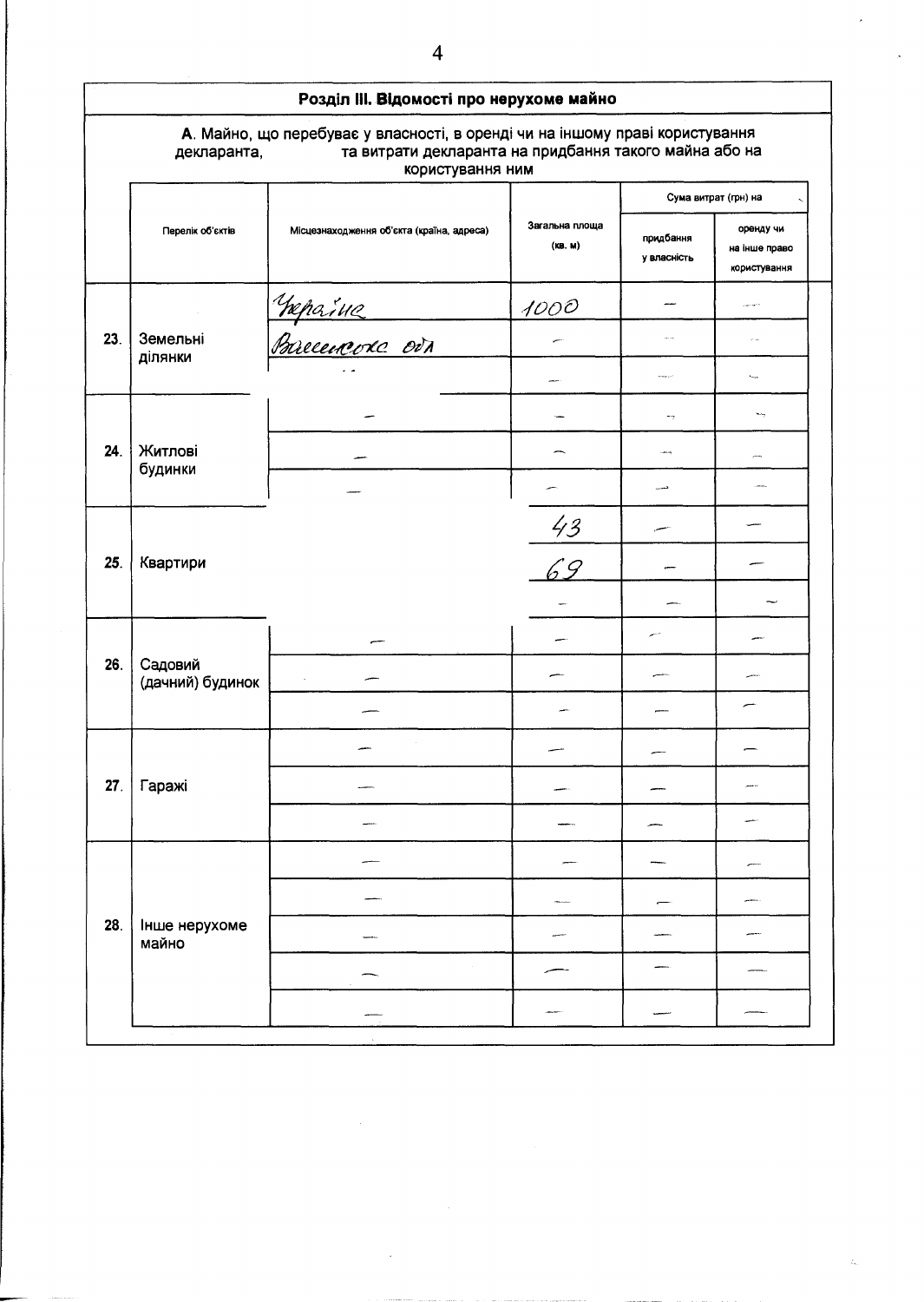## Розділ III. Відомості про нерухоме майно

**А.** Майно, що перебуває у власності, в оренді чи на іншому праві користування декларанта, та витрати декларанта на придбання такого майна або на користування ним

| | Перелік об'єктів | Місцезнаходження об'єкта (країна, адреса) | Загальна площа (кв. м) | Сума витрат (грн) на | |
|---|---|---|---|---|---|
| | | | | придбання у власність | оренду чи на інше право користування |
| 23. | Земельні ділянки | Україна | 1000 | — | — |
| | | Волинська обл | — | — | — |
| | | | — | — | — |
| 24. | Житлові будинки | — | — | — | — |
| | | — | — | — | — |
| | | — | — | — | — |
| 25. | Квартири | | 43 | — | — |
| | | | 69 | — | — |
| | | | — | — | — |
| 26. | Садовий (дачний) будинок | — | — | — | — |
| | | — | — | — | — |
| | | — | — | — | — |
| 27. | Гаражі | — | — | — | — |
| | | — | — | — | — |
| | | — | — | — | — |
| 28. | Інше нерухоме майно | — | — | — | — |
| | | — | — | — | — |
| | | — | — | — | — |
| | | — | — | — | — |
| | | — | — | — | — |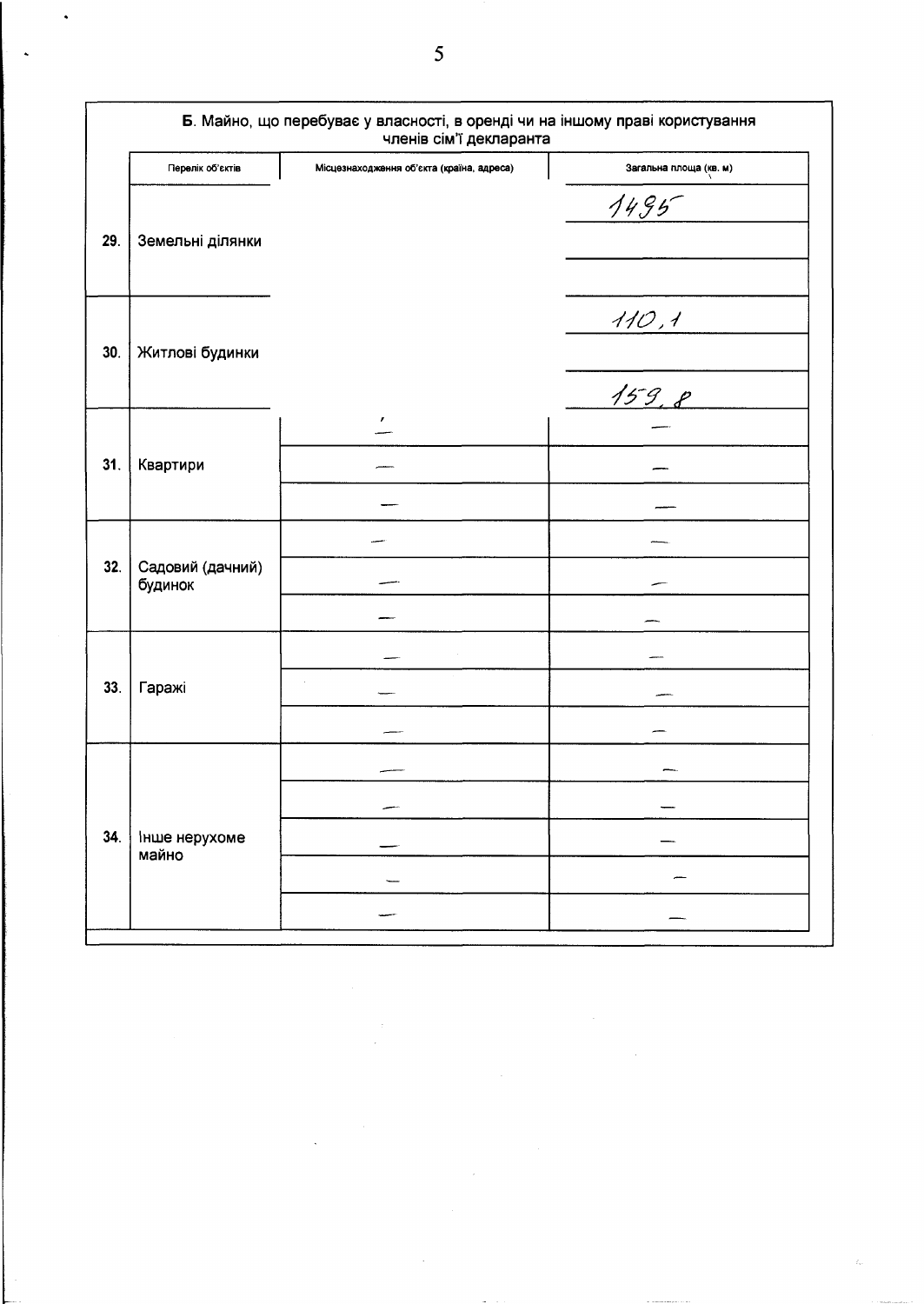**Б**. Майно, що перебуває у власності, в оренді чи на іншому праві користування членів сім'ї декларанта

| | Перелік об'єктів | Місцезнаходження об'єкта (країна, адреса) | Загальна площа (кв. м) |
|---|---|---|---|
| 29. | Земельні ділянки | | 1495 |
| | | | |
| | | | |
| 30. | Житлові будинки | | 110,1 |
| | | | |
| | | | 159,8 |
| 31. | Квартири | — | — |
| | | — | — |
| | | — | — |
| 32. | Садовий (дачний) будинок | — | — |
| | | — | — |
| | | — | — |
| 33. | Гаражі | — | — |
| | | — | — |
| | | — | — |
| 34. | Інше нерухоме майно | — | — |
| | | — | — |
| | | — | — |
| | | — | — |
| | | — | — |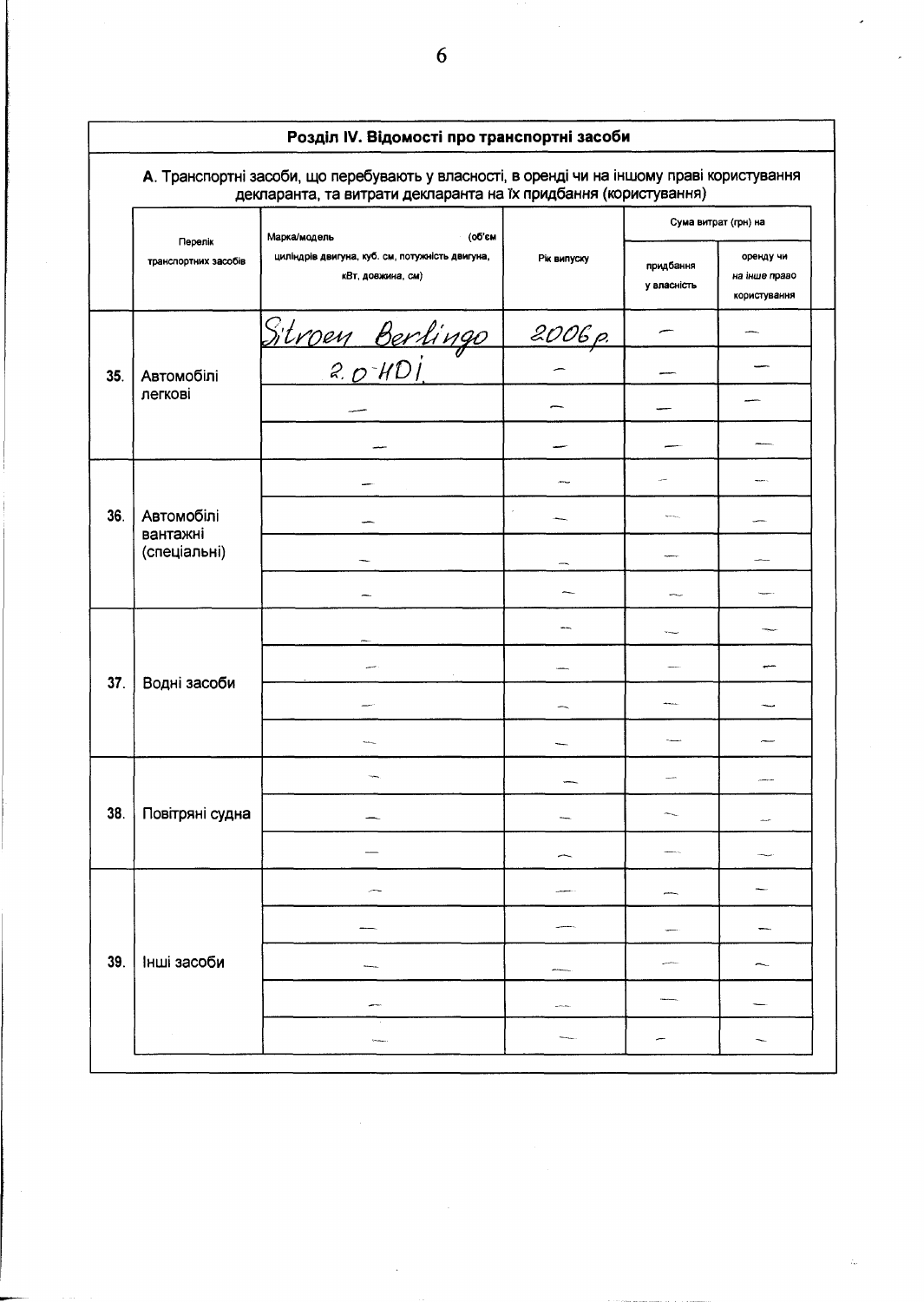## Розділ IV. Відомості про транспортні засоби

### А. Транспортні засоби, що перебувають у власності, в оренді чи на іншому праві користування декларанта, та витрати декларанта на їх придбання (користування)

| | Перелік транспортних засобів | Марка/модель (об'єм циліндрів двигуна, куб. см, потужність двигуна, кВт, довжина, см) | Рік випуску | Сума витрат (грн) на | |
|---|---|---|---|---|---|
| | | | | придбання у власність | оренду чи на інше право користування |
| 35. | Автомобілі легкові | Sitroen Berlingo | 2006 р. | — | — |
| | | 2.0 HDi | — | — | — |
| | | — | — | — | — |
| | | — | — | — | — |
| 36. | Автомобілі вантажні (спеціальні) | — | — | — | — |
| | | — | — | — | — |
| | | — | — | — | — |
| | | — | — | — | — |
| 37. | Водні засоби | — | — | — | — |
| | | — | — | — | — |
| | | — | — | — | — |
| | | — | — | — | — |
| 38. | Повітряні судна | — | — | — | — |
| | | — | — | — | — |
| | | — | — | — | — |
| 39. | Інші засоби | — | — | — | — |
| | | — | — | — | — |
| | | — | — | — | — |
| | | — | — | — | — |
| | | — | — | — | — |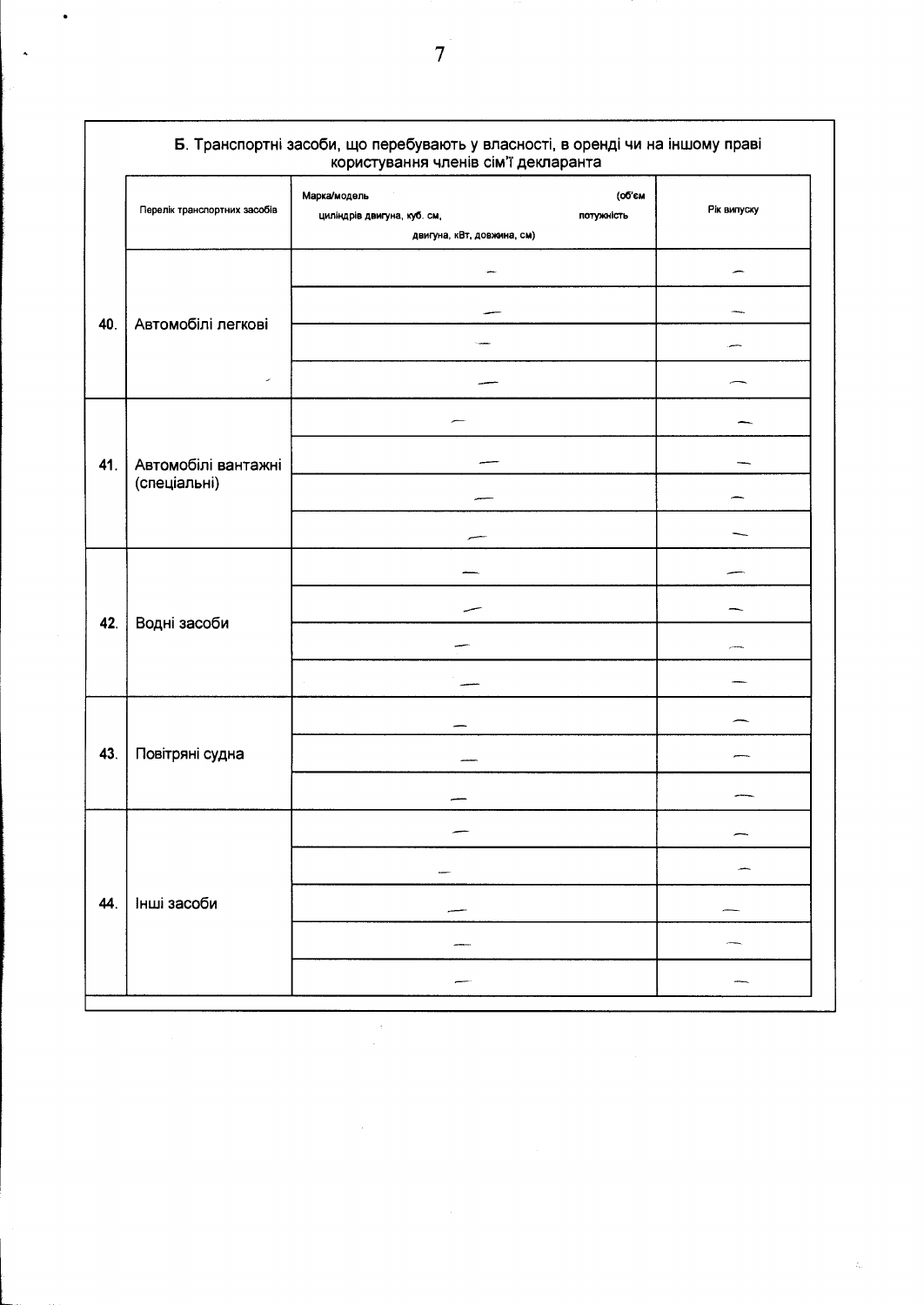**Б. Транспортні засоби, що перебувають у власності, в оренді чи на іншому праві користування членів сім'ї декларанта**

| | Перелік транспортних засобів | Марка/модель (об'єм циліндрів двигуна, куб. см, потужність двигуна, кВт, довжина, см) | Рік випуску |
|---|---|---|---|
| 40. | Автомобілі легкові | — | — |
| | | — | — |
| | | — | — |
| | | — | — |
| 41. | Автомобілі вантажні (спеціальні) | — | — |
| | | — | — |
| | | — | — |
| | | — | — |
| 42. | Водні засоби | — | — |
| | | — | — |
| | | — | — |
| | | — | — |
| 43. | Повітряні судна | — | — |
| | | — | — |
| | | — | — |
| 44. | Інші засоби | — | — |
| | | — | — |
| | | — | — |
| | | — | — |
| | | — | — |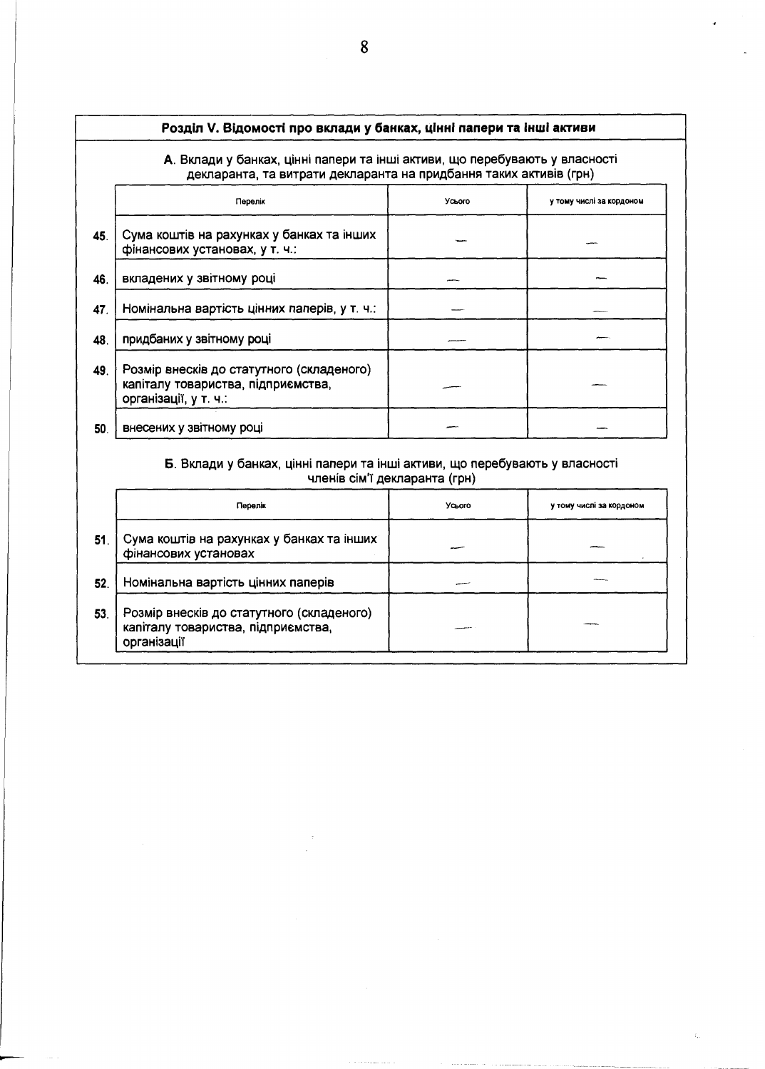## Розділ V. Відомості про вклади у банках, цінні папери та інші активи

**А**. Вклади у банках, цінні папери та інші активи, що перебувають у власності декларанта, та витрати декларанта на придбання таких активів (грн)

| | Перелік | Усього | у тому числі за кордоном |
|---|---|---|---|
| 45. | Сума коштів на рахунках у банках та інших фінансових установах, у т. ч.: | — | — |
| 46. | вкладених у звітному році | — | — |
| 47. | Номінальна вартість цінних паперів, у т. ч.: | — | — |
| 48. | придбаних у звітному році | — | — |
| 49. | Розмір внесків до статутного (складеного) капіталу товариства, підприємства, організації, у т. ч.: | — | — |
| 50. | внесених у звітному році | — | — |

**Б**. Вклади у банках, цінні папери та інші активи, що перебувають у власності членів сім'ї декларанта (грн)

| | Перелік | Усього | у тому числі за кордоном |
|---|---|---|---|
| 51. | Сума коштів на рахунках у банках та інших фінансових установах | — | — |
| 52. | Номінальна вартість цінних паперів | — | — |
| 53. | Розмір внесків до статутного (складеного) капіталу товариства, підприємства, організації | — | — |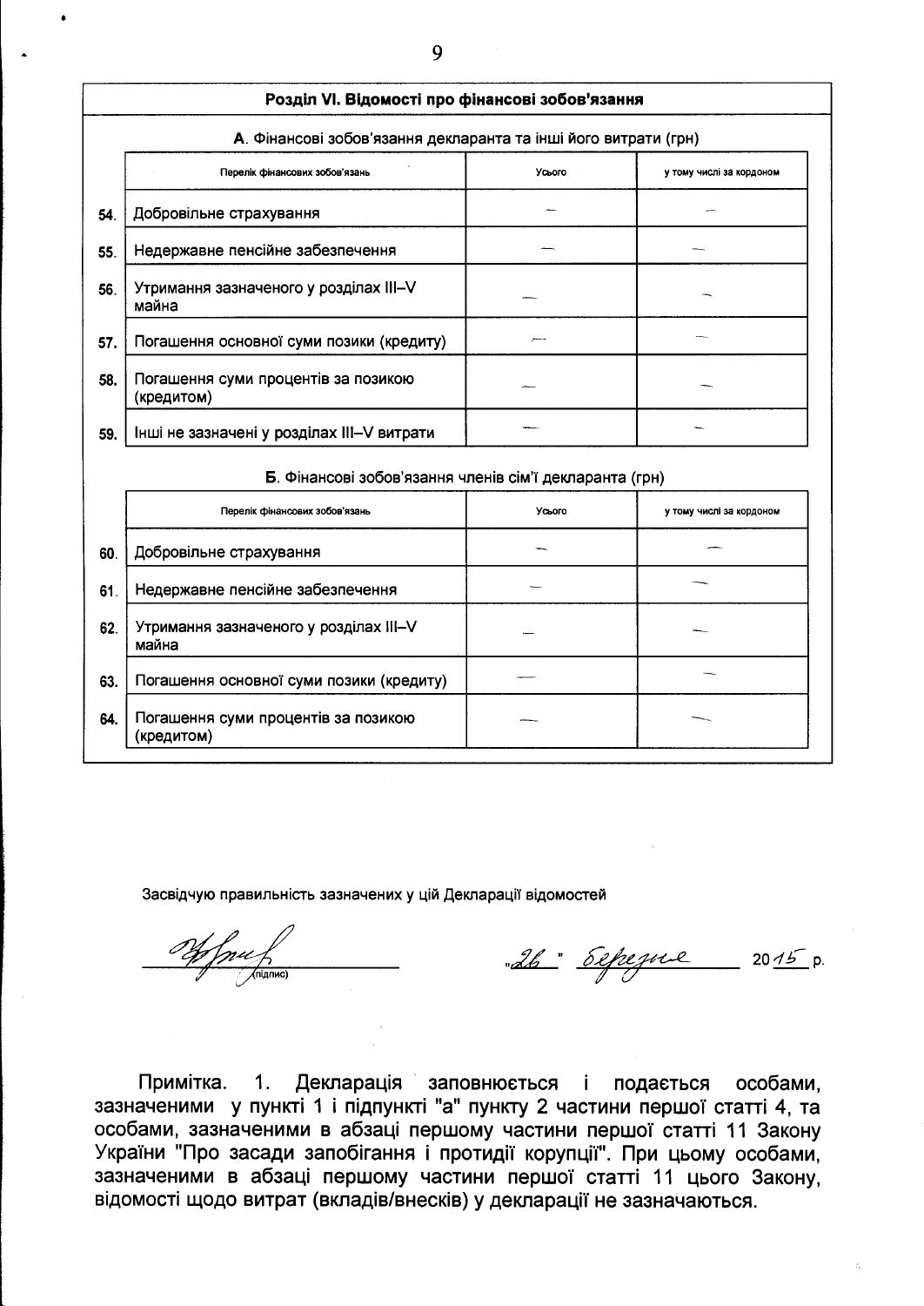## Розділ VI. Відомості про фінансові зобов'язання

### А. Фінансові зобов'язання декларанта та інші його витрати (грн)

| | Перелік фінансових зобов'язань | Усього | у тому числі за кордоном |
|---|---|---|---|
| 54. | Добровільне страхування | — | — |
| 55. | Недержавне пенсійне забезпечення | — | — |
| 56. | Утримання зазначеного у розділах III–V майна | — | — |
| 57. | Погашення основної суми позики (кредиту) | — | — |
| 58. | Погашення суми процентів за позикою (кредитом) | — | — |
| 59. | Інші не зазначені у розділах III–V витрати | — | — |

### Б. Фінансові зобов'язання членів сім'ї декларанта (грн)

| | Перелік фінансових зобов'язань | Усього | у тому числі за кордоном |
|---|---|---|---|
| 60. | Добровільне страхування | — | — |
| 61. | Недержавне пенсійне забезпечення | — | — |
| 62. | Утримання зазначеного у розділах III–V майна | — | — |
| 63. | Погашення основної суми позики (кредиту) | — | — |
| 64. | Погашення суми процентів за позикою (кредитом) | — | — |

Засвідчую правильність зазначених у цій Декларації відомостей

_________________ (підпис) "26" березня 2015 р.

Примітка. 1. Декларація заповнюється і подається особами, зазначеними у пункті 1 і підпункті "а" пункту 2 частини першої статті 4, та особами, зазначеними в абзаці першому частини першої статті 11 Закону України "Про засади запобігання і протидії корупції". При цьому особами, зазначеними в абзаці першому частини першої статті 11 цього Закону, відомості щодо витрат (вкладів/внесків) у декларації не зазначаються.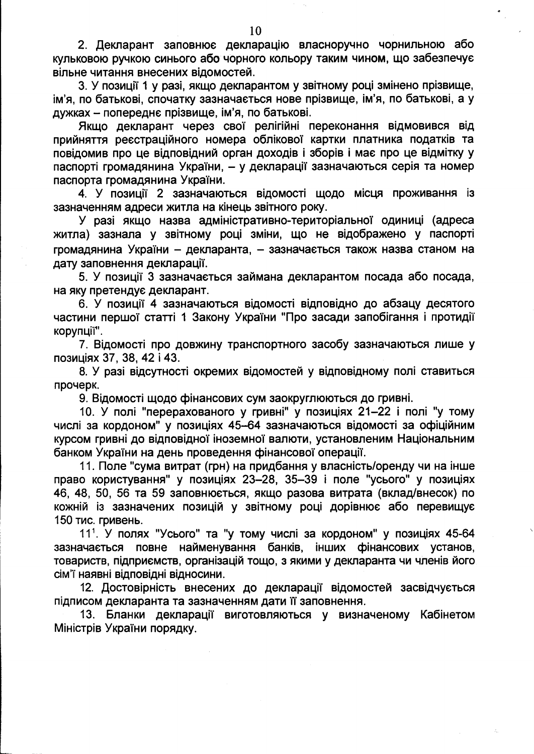2. Декларант заповнює декларацію власноручно чорнильною або кульковою ручкою синього або чорного кольору таким чином, що забезпечує вільне читання внесених відомостей.

3. У позиції 1 у разі, якщо декларантом у звітному році змінено прізвище, ім'я, по батькові, спочатку зазначається нове прізвище, ім'я, по батькові, а у дужках – попереднє прізвище, ім'я, по батькові.

Якщо декларант через свої релігійні переконання відмовився від прийняття реєстраційного номера облікової картки платника податків та повідомив про це відповідний орган доходів і зборів і має про це відмітку у паспорті громадянина України, – у декларації зазначаються серія та номер паспорта громадянина України.

4. У позиції 2 зазначаються відомості щодо місця проживання із зазначенням адреси житла на кінець звітного року.

У разі якщо назва адміністративно-територіальної одиниці (адреса житла) зазнала у звітному році зміни, що не відображено у паспорті громадянина України – декларанта, – зазначається також назва станом на дату заповнення декларації.

5. У позиції 3 зазначається займана декларантом посада або посада, на яку претендує декларант.

6. У позиції 4 зазначаються відомості відповідно до абзацу десятого частини першої статті 1 Закону України "Про засади запобігання і протидії корупції".

7. Відомості про довжину транспортного засобу зазначаються лише у позиціях 37, 38, 42 і 43.

8. У разі відсутності окремих відомостей у відповідному полі ставиться прочерк.

9. Відомості щодо фінансових сум заокруглюються до гривні.

10. У полі "перерахованого у гривні" у позиціях 21–22 і полі "у тому числі за кордоном" у позиціях 45–64 зазначаються відомості за офіційним курсом гривні до відповідної іноземної валюти, установленим Національним банком України на день проведення фінансової операції.

11. Поле "сума витрат (грн) на придбання у власність/оренду чи на інше право користування" у позиціях 23–28, 35–39 і поле "усього" у позиціях 46, 48, 50, 56 та 59 заповнюється, якщо разова витрата (вклад/внесок) по кожній із зазначених позицій у звітному році дорівнює або перевищує 150 тис. гривень.

11[1]. У полях "Усього" та "у тому числі за кордоном" у позиціях 45-64 зазначається повне найменування банків, інших фінансових установ, товариств, підприємств, організацій тощо, з якими у декларанта чи членів його сім'ї наявні відповідні відносини.

12. Достовірність внесених до декларації відомостей засвідчується підписом декларанта та зазначенням дати її заповнення.

13. Бланки декларації виготовляються у визначеному Кабінетом Міністрів України порядку.